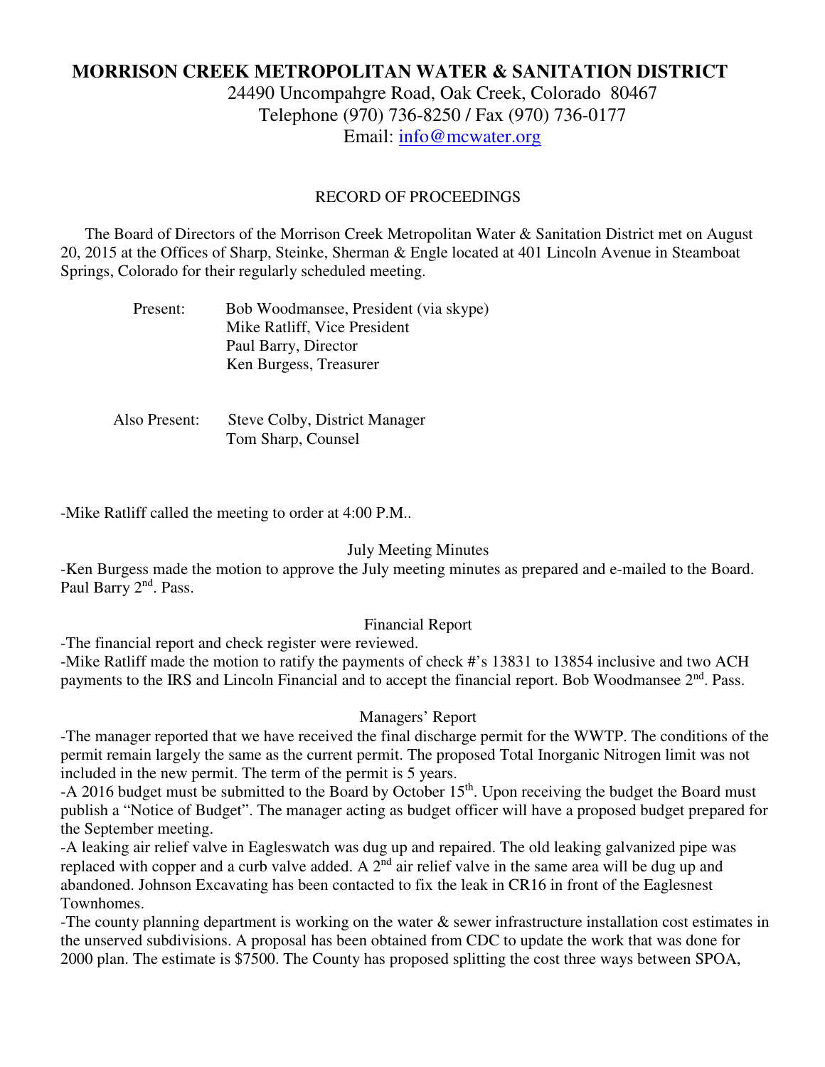# MORRISON CREEK METROPOLITAN WATER & SANITATION DISTRICT

24490 Uncompahgre Road, Oak Creek, Colorado 80467
Telephone (970) 736-8250 / Fax (970) 736-0177
Email: info@mcwater.org

RECORD OF PROCEEDINGS

The Board of Directors of the Morrison Creek Metropolitan Water & Sanitation District met on August 20, 2015 at the Offices of Sharp, Steinke, Sherman & Engle located at 401 Lincoln Avenue in Steamboat Springs, Colorado for their regularly scheduled meeting.

Present:
- Bob Woodmansee, President (via skype)
- Mike Ratliff, Vice President
- Paul Barry, Director
- Ken Burgess, Treasurer

Also Present:
- Steve Colby, District Manager
- Tom Sharp, Counsel

-Mike Ratliff called the meeting to order at 4:00 P.M..

July Meeting Minutes

-Ken Burgess made the motion to approve the July meeting minutes as prepared and e-mailed to the Board. Paul Barry 2nd. Pass.

Financial Report

-The financial report and check register were reviewed.
-Mike Ratliff made the motion to ratify the payments of check #'s 13831 to 13854 inclusive and two ACH payments to the IRS and Lincoln Financial and to accept the financial report. Bob Woodmansee 2nd. Pass.

Managers' Report

-The manager reported that we have received the final discharge permit for the WWTP. The conditions of the permit remain largely the same as the current permit. The proposed Total Inorganic Nitrogen limit was not included in the new permit. The term of the permit is 5 years.
-A 2016 budget must be submitted to the Board by October 15th. Upon receiving the budget the Board must publish a "Notice of Budget". The manager acting as budget officer will have a proposed budget prepared for the September meeting.
-A leaking air relief valve in Eagleswatch was dug up and repaired. The old leaking galvanized pipe was replaced with copper and a curb valve added. A 2nd air relief valve in the same area will be dug up and abandoned. Johnson Excavating has been contacted to fix the leak in CR16 in front of the Eaglesnest Townhomes.
-The county planning department is working on the water & sewer infrastructure installation cost estimates in the unserved subdivisions. A proposal has been obtained from CDC to update the work that was done for 2000 plan. The estimate is $7500. The County has proposed splitting the cost three ways between SPOA,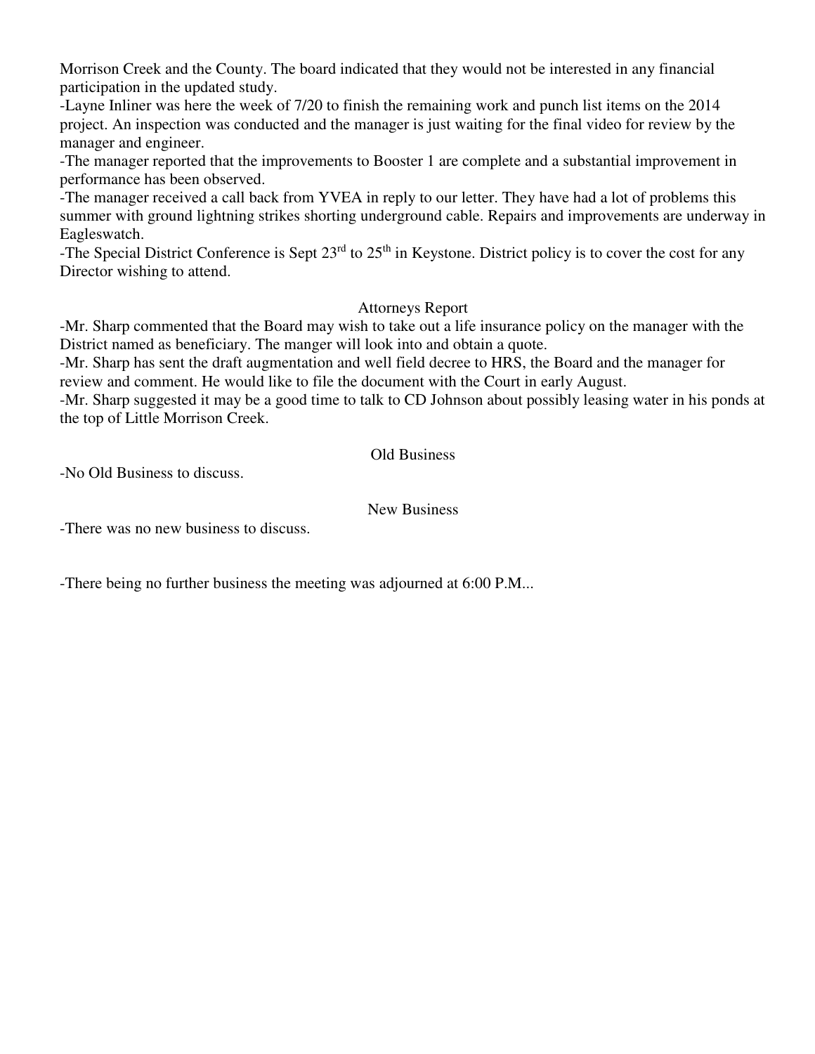Morrison Creek and the County. The board indicated that they would not be interested in any financial participation in the updated study.

-Layne Inliner was here the week of 7/20 to finish the remaining work and punch list items on the 2014 project. An inspection was conducted and the manager is just waiting for the final video for review by the manager and engineer.

-The manager reported that the improvements to Booster 1 are complete and a substantial improvement in performance has been observed.

-The manager received a call back from YVEA in reply to our letter. They have had a lot of problems this summer with ground lightning strikes shorting underground cable. Repairs and improvements are underway in Eagleswatch.

-The Special District Conference is Sept 23rd to 25th in Keystone. District policy is to cover the cost for any Director wishing to attend.

## Attorneys Report

-Mr. Sharp commented that the Board may wish to take out a life insurance policy on the manager with the District named as beneficiary. The manger will look into and obtain a quote.

-Mr. Sharp has sent the draft augmentation and well field decree to HRS, the Board and the manager for review and comment. He would like to file the document with the Court in early August.

-Mr. Sharp suggested it may be a good time to talk to CD Johnson about possibly leasing water in his ponds at the top of Little Morrison Creek.

## Old Business

-No Old Business to discuss.

## New Business

-There was no new business to discuss.

-There being no further business the meeting was adjourned at 6:00 P.M...